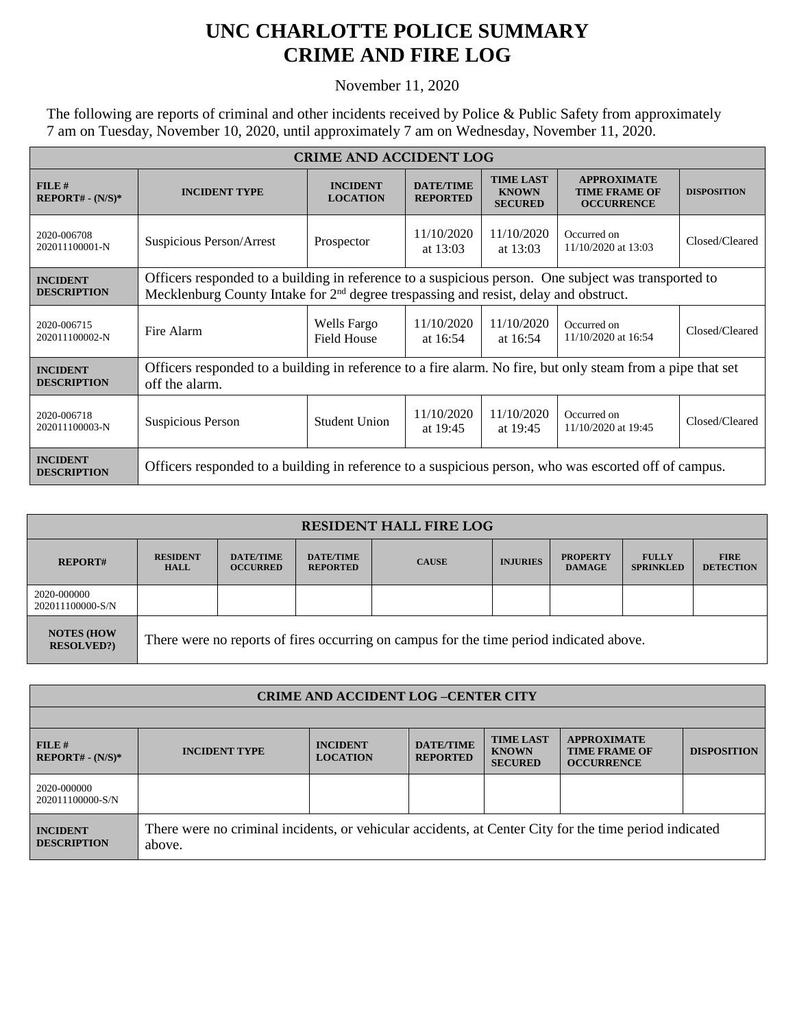# UNC CHARLOTTE POLICE SUMMARY
# CRIME AND FIRE LOG

November 11, 2020

The following are reports of criminal and other incidents received by Police & Public Safety from approximately 7 am on Tuesday, November 10, 2020, until approximately 7 am on Wednesday, November 11, 2020.

| CRIME AND ACCIDENT LOG | | | | | | |
|---|---|---|---|---|---|---|
| **FILE # REPORT# - (N/S)*** | **INCIDENT TYPE** | **INCIDENT LOCATION** | **DATE/TIME REPORTED** | **TIME LAST KNOWN SECURED** | **APPROXIMATE TIME FRAME OF OCCURRENCE** | **DISPOSITION** |
| 2020-006708 202011100001-N | Suspicious Person/Arrest | Prospector | 11/10/2020 at 13:03 | 11/10/2020 at 13:03 | Occurred on 11/10/2020 at 13:03 | Closed/Cleared |
| **INCIDENT DESCRIPTION** | Officers responded to a building in reference to a suspicious person. One subject was transported to Mecklenburg County Intake for 2nd degree trespassing and resist, delay and obstruct. | | | | | |
| 2020-006715 202011100002-N | Fire Alarm | Wells Fargo Field House | 11/10/2020 at 16:54 | 11/10/2020 at 16:54 | Occurred on 11/10/2020 at 16:54 | Closed/Cleared |
| **INCIDENT DESCRIPTION** | Officers responded to a building in reference to a fire alarm. No fire, but only steam from a pipe that set off the alarm. | | | | | |
| 2020-006718 202011100003-N | Suspicious Person | Student Union | 11/10/2020 at 19:45 | 11/10/2020 at 19:45 | Occurred on 11/10/2020 at 19:45 | Closed/Cleared |
| **INCIDENT DESCRIPTION** | Officers responded to a building in reference to a suspicious person, who was escorted off of campus. | | | | | |

| RESIDENT HALL FIRE LOG | | | | | | | | |
|---|---|---|---|---|---|---|---|---|
| **REPORT#** | **RESIDENT HALL** | **DATE/TIME OCCURRED** | **DATE/TIME REPORTED** | **CAUSE** | **INJURIES** | **PROPERTY DAMAGE** | **FULLY SPRINKLED** | **FIRE DETECTION** |
| 2020-000000 202011100000-S/N | | | | | | | | |
| **NOTES (HOW RESOLVED?)** | There were no reports of fires occurring on campus for the time period indicated above. | | | | | | | |

| CRIME AND ACCIDENT LOG –CENTER CITY | | | | | | |
|---|---|---|---|---|---|---|
| **FILE # REPORT# - (N/S)*** | **INCIDENT TYPE** | **INCIDENT LOCATION** | **DATE/TIME REPORTED** | **TIME LAST KNOWN SECURED** | **APPROXIMATE TIME FRAME OF OCCURRENCE** | **DISPOSITION** |
| 2020-000000 202011100000-S/N | | | | | | |
| **INCIDENT DESCRIPTION** | There were no criminal incidents, or vehicular accidents, at Center City for the time period indicated above. | | | | | |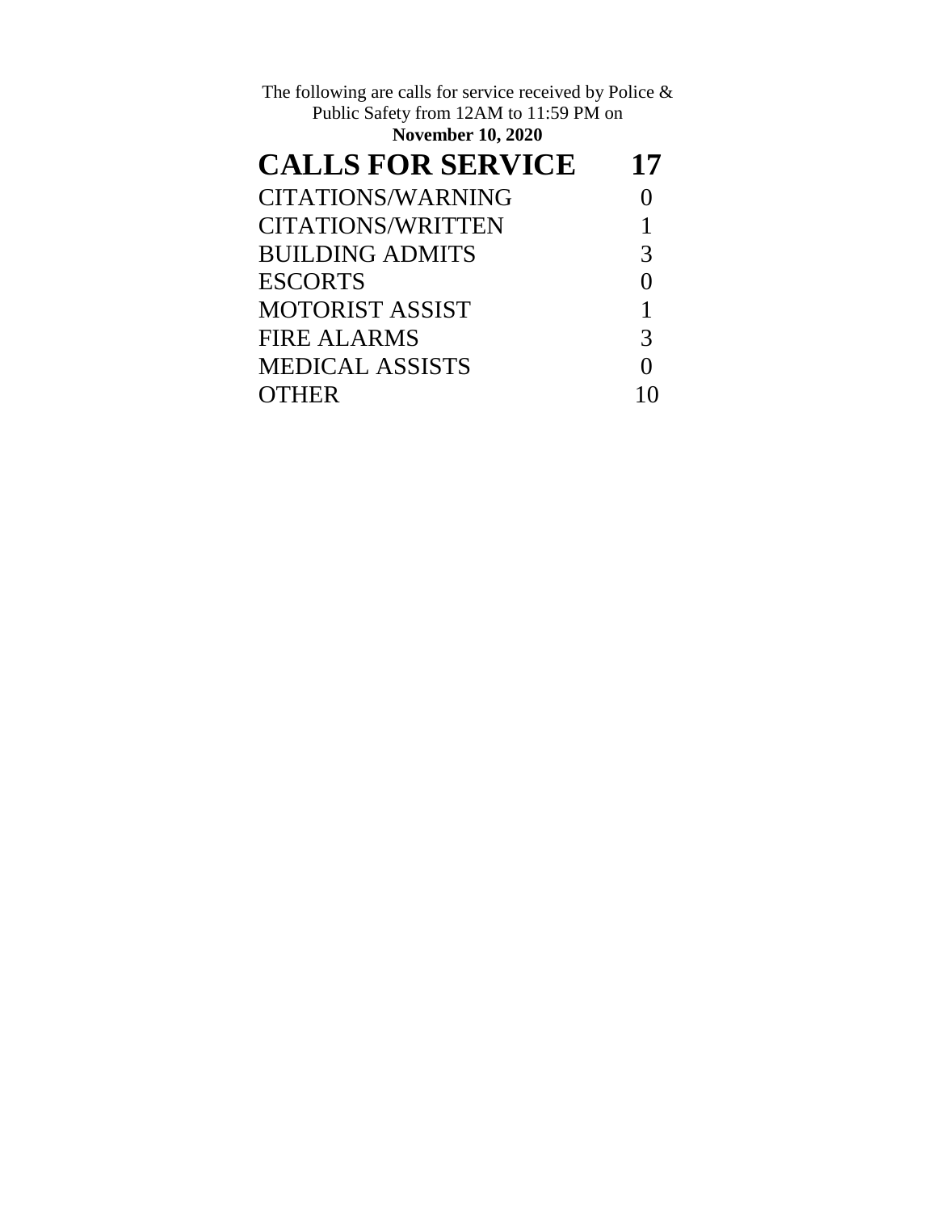The following are calls for service received by Police & Public Safety from 12AM to 11:59 PM on

**November 10, 2020**

| | |
|---|---|
| **CALLS FOR SERVICE** | **17** |
| CITATIONS/WARNING | 0 |
| CITATIONS/WRITTEN | 1 |
| BUILDING ADMITS | 3 |
| ESCORTS | 0 |
| MOTORIST ASSIST | 1 |
| FIRE ALARMS | 3 |
| MEDICAL ASSISTS | 0 |
| OTHER | 10 |